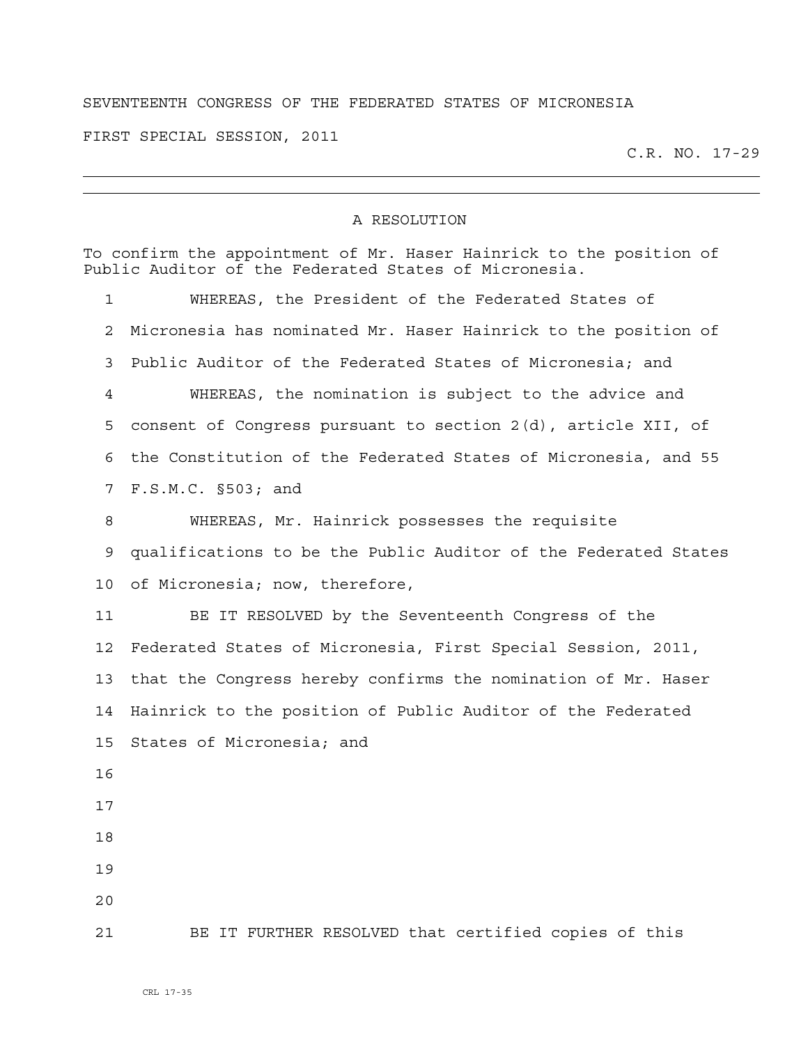SEVENTEENTH CONGRESS OF THE FEDERATED STATES OF MICRONESIA

FIRST SPECIAL SESSION, 2011

C.R. NO. 17-29

---

## A RESOLUTION

To confirm the appointment of Mr. Haser Hainrick to the position of Public Auditor of the Federated States of Micronesia.

1 WHEREAS, the President of the Federated States of
2 Micronesia has nominated Mr. Haser Hainrick to the position of
3 Public Auditor of the Federated States of Micronesia; and
4 WHEREAS, the nomination is subject to the advice and
5 consent of Congress pursuant to section 2(d), article XII, of
6 the Constitution of the Federated States of Micronesia, and 55
7 F.S.M.C. §503; and
8 WHEREAS, Mr. Hainrick possesses the requisite
9 qualifications to be the Public Auditor of the Federated States
10 of Micronesia; now, therefore,
11 BE IT RESOLVED by the Seventeenth Congress of the
12 Federated States of Micronesia, First Special Session, 2011,
13 that the Congress hereby confirms the nomination of Mr. Haser
14 Hainrick to the position of Public Auditor of the Federated
15 States of Micronesia; and
16
17
18
19
20
21 BE IT FURTHER RESOLVED that certified copies of this

CRL 17-35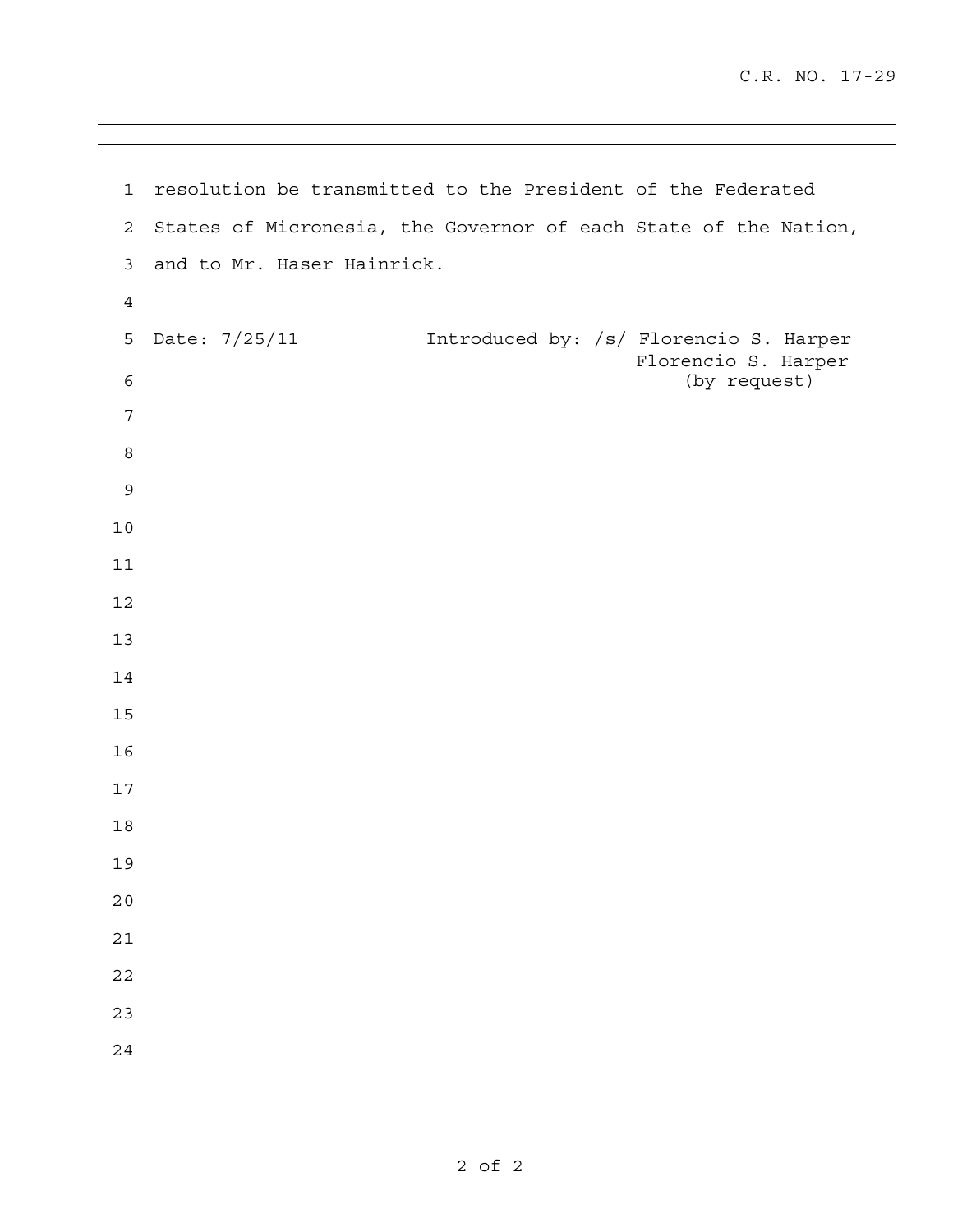resolution be transmitted to the President of the Federated States of Micronesia, the Governor of each State of the Nation, and to Mr. Haser Hainrick.

Date: 7/25/11    Introduced by: /s/ Florencio S. Harper

Florencio S. Harper
(by request)